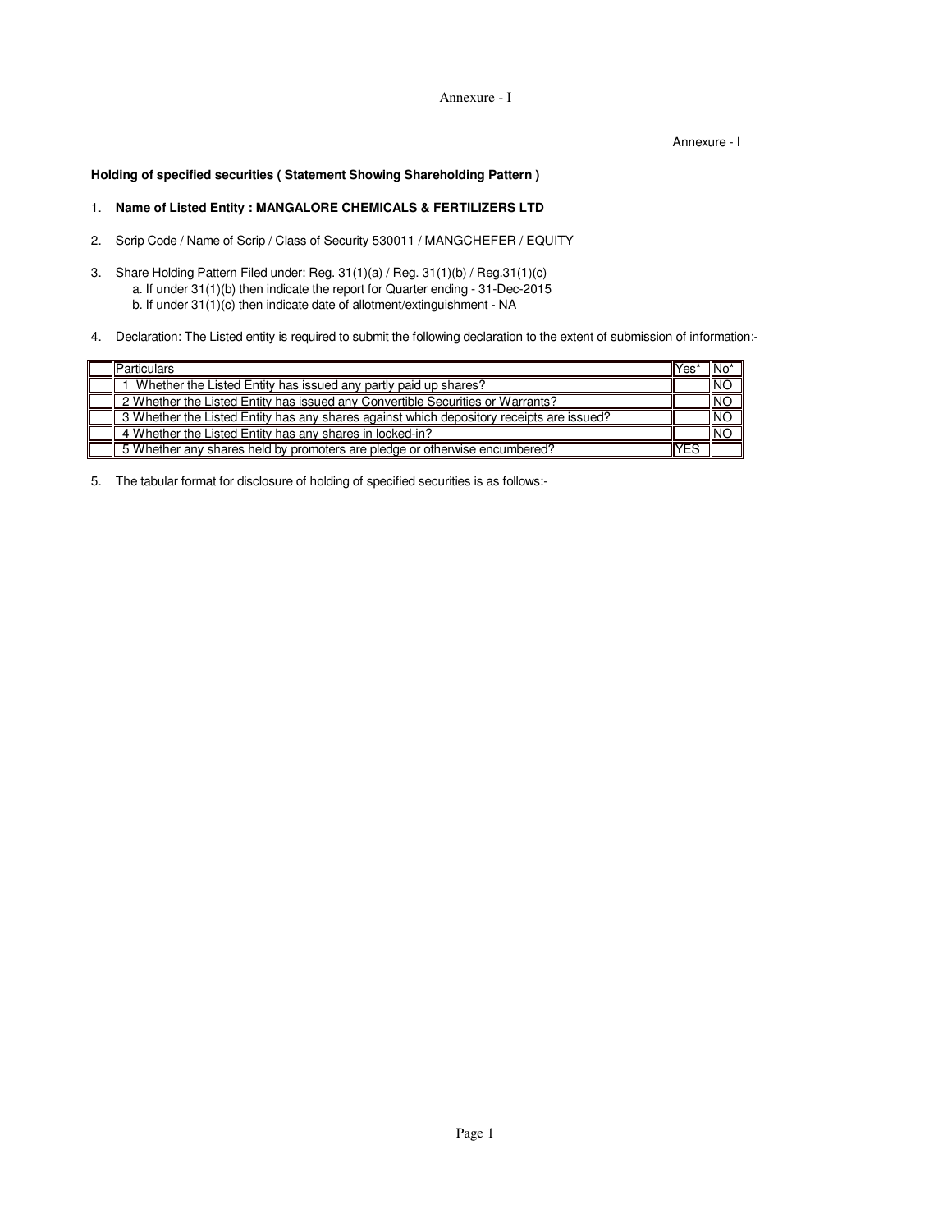Annexure - I

Annexure - I

**Holding of specified securities ( Statement Showing Shareholding Pattern )**

1. **Name of Listed Entity : MANGALORE CHEMICALS & FERTILIZERS LTD**

2. Scrip Code / Name of Scrip / Class of Security 530011 / MANGCHEFER / EQUITY

3. Share Holding Pattern Filed under: Reg. 31(1)(a) / Reg. 31(1)(b) / Reg.31(1)(c)
   a. If under 31(1)(b) then indicate the report for Quarter ending - 31-Dec-2015
   b. If under 31(1)(c) then indicate date of allotment/extinguishment - NA

4. Declaration: The Listed entity is required to submit the following declaration to the extent of submission of information:-

| | Particulars | Yes* | No* |
|---|---|---|---|
| | 1 Whether the Listed Entity has issued any partly paid up shares? | | NO |
| | 2 Whether the Listed Entity has issued any Convertible Securities or Warrants? | | NO |
| | 3 Whether the Listed Entity has any shares against which depository receipts are issued? | | NO |
| | 4 Whether the Listed Entity has any shares in locked-in? | | NO |
| | 5 Whether any shares held by promoters are pledge or otherwise encumbered? | YES | |

5. The tabular format for disclosure of holding of specified securities is as follows:-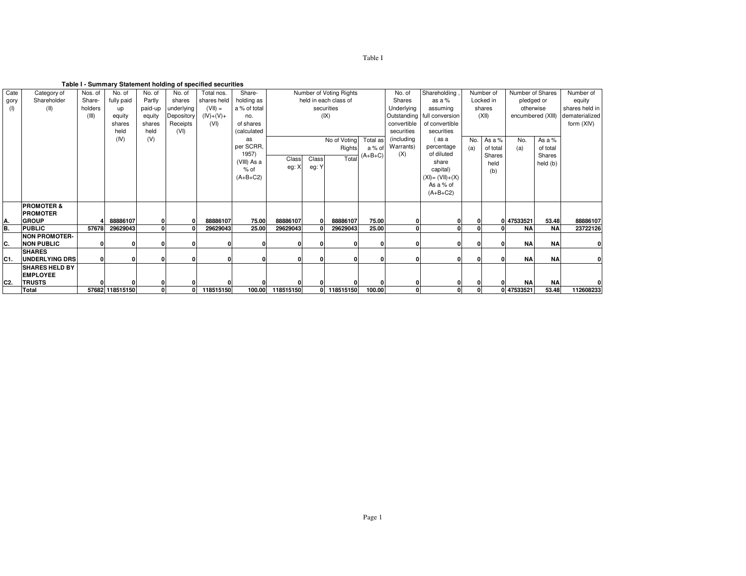Table I

**Table I - Summary Statement holding of specified securities**

| Category (I) | Category of Shareholder (II) | Nos. of Share-holders (III) | No. of fully paid up equity shares held (IV) | No. of Partly paid-up equity shares held (V) | No. of shares underlying Depository Receipts (VI) | Total nos. shares held (VII) = (IV)+(V)+ (VI) | Share-holding as a % of total no. of shares (calculated as per SCRR, 1957) (VIII) As a % of (A+B+C2) | Number of Voting Rights held in each class of securities (IX) | | | | No. of Shares Underlying Outstanding convertible securities (including Warrants) (X) | Shareholding , as a % assuming full conversion of convertible securities ( as a percentage of diluted share capital) (XI)= (VII)+(X) As a % of (A+B+C2) | Number of Locked in shares (XII) | | Number of Shares pledged or otherwise encumbered (XIII) | | Number of equity shares held in dematerialized form (XIV) |
|---|---|---|---|---|---|---|---|---|---|---|---|---|---|---|---|---|---|---|
| | | | | | | | | No of Voting Rights | | | Total as a % of (A+B+C) | | | No. (a) | As a % of total Shares held (b) | No. (a) | As a % of total Shares held (b) | |
| | | | | | | | | Class eg: X | Class eg: Y | Total | | | | | | | | |
| **A.** | **PROMOTER & PROMOTER GROUP** | **4** | **88886107** | **0** | **0** | **88886107** | **75.00** | **88886107** | **0** | **88886107** | **75.00** | **0** | **0** | **0** | **0** | **47533521** | **53.48** | **88886107** |
| **B.** | **PUBLIC** | **57678** | **29629043** | **0** | **0** | **29629043** | **25.00** | **29629043** | **0** | **29629043** | **25.00** | **0** | **0** | **0** | **0** | **NA** | **NA** | **23722126** |
| **C.** | **NON PROMOTER-NON PUBLIC** | **0** | **0** | **0** | **0** | **0** | **0** | **0** | **0** | **0** | **0** | **0** | **0** | **0** | **0** | **NA** | **NA** | **0** |
| **C1.** | **SHARES UNDERLYING DRS** | **0** | **0** | **0** | **0** | **0** | **0** | **0** | **0** | **0** | **0** | **0** | **0** | **0** | **0** | **NA** | **NA** | **0** |
| **C2.** | **SHARES HELD BY EMPLOYEE TRUSTS** | **0** | **0** | **0** | **0** | **0** | **0** | **0** | **0** | **0** | **0** | **0** | **0** | **0** | **0** | **NA** | **NA** | **0** |
| | **Total** | **57682** | **118515150** | **0** | **0** | **118515150** | **100.00** | **118515150** | **0** | **118515150** | **100.00** | **0** | **0** | **0** | **0** | **47533521** | **53.48** | **112608233** |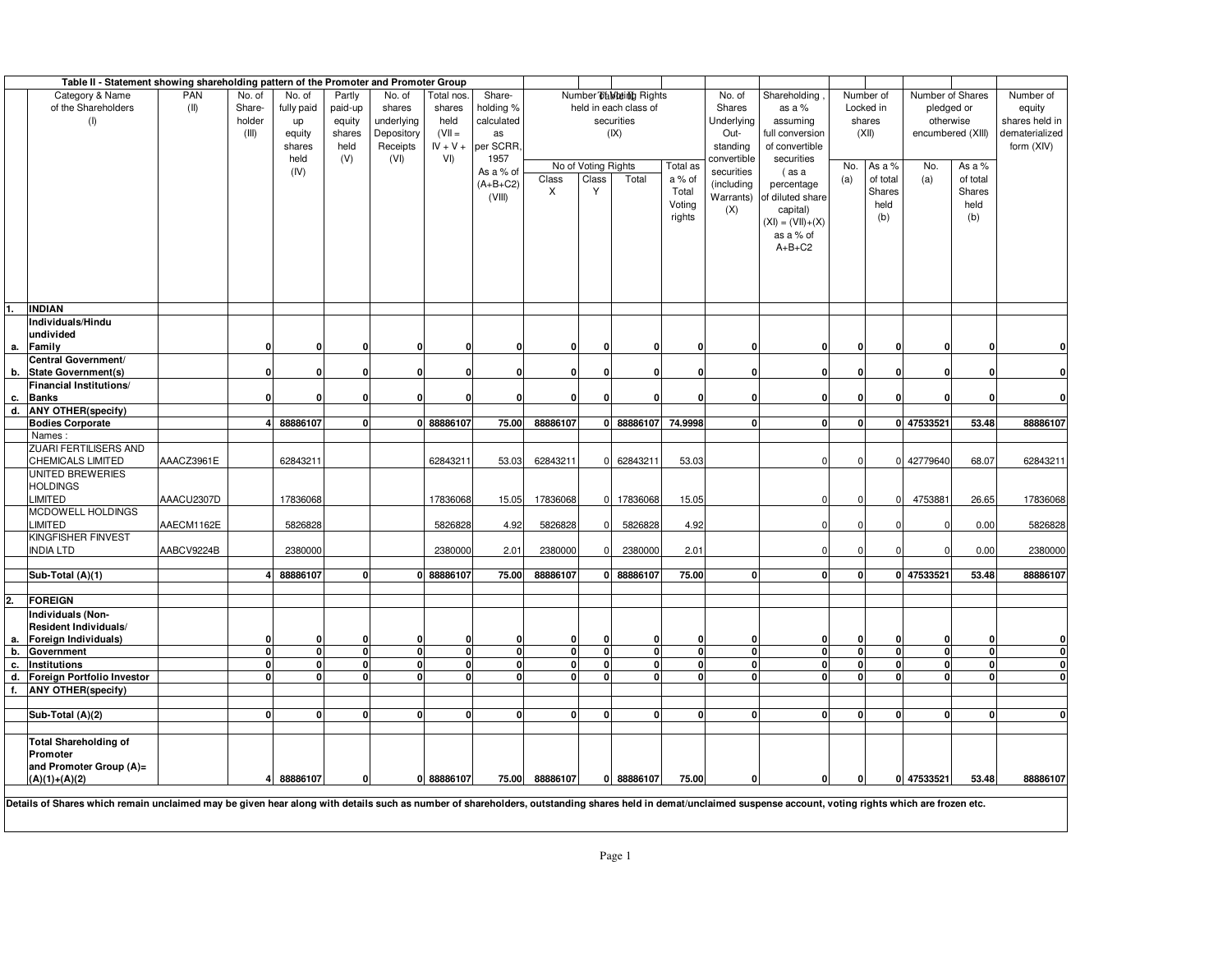Table II - Statement showing shareholding pattern of the Promoter and Promoter Group

| | Category & Name of the Shareholders (I) | PAN (II) | No. of Share-holder (III) | No. of fully paid up equity shares held (IV) | Partly paid-up equity shares held (V) | No. of shares underlying Depository Receipts (VI) | Total nos. shares held (VII = IV + V + VI) | Share-holding % calculated as per SCRR, 1957 As a % of (A+B+C2) (VIII) | Number of Voting Rights held in each class of securities (IX) | | | | No. of Shares Underlying Out-standing convertible securities (including Warrants) (X) | Shareholding , as a % assuming full conversion of convertible securities ( as a percentage of diluted share capital) (XI) = (VII)+(X) as a % of A+B+C2 | Number of Locked in shares (XII) | | Number of Shares pledged or otherwise encumbered (XIII) | | Number of equity shares held in dematerialized form (XIV) |
|---|---|---|---|---|---|---|---|---|---|---|---|---|---|---|---|---|---|---|---|
| | | | | | | | | | No of Voting Rights | | | Total as a % of Total Voting rights | | | No. (a) | As a % of total Shares held (b) | No. (a) | As a % of total Shares held (b) | |
| | | | | | | | | | Class X | Class Y | Total | | | | | | | | |
| 1. | **INDIAN** | | | | | | | | | | | | | | | | | | |
| a. | **Individuals/Hindu undivided Family** | | 0 | 0 | 0 | 0 | 0 | 0 | 0 | 0 | 0 | 0 | 0 | 0 | 0 | 0 | 0 | 0 | 0 |
| b. | **Central Government/ State Government(s)** | | 0 | 0 | 0 | 0 | 0 | 0 | 0 | 0 | 0 | 0 | 0 | 0 | 0 | 0 | 0 | 0 | 0 |
| c. | **Financial Institutions/ Banks** | | 0 | 0 | 0 | 0 | 0 | 0 | 0 | 0 | 0 | 0 | 0 | 0 | 0 | 0 | 0 | 0 | 0 |
| d. | **ANY OTHER(specify)** | | | | | | | | | | | | | | | | | | |
| | **Bodies Corporate** | | 4 | 88886107 | 0 | 0 | 88886107 | 75.00 | 88886107 | 0 | 88886107 | 74.9998 | 0 | 0 | 0 | 0 | 47533521 | 53.48 | 88886107 |
| | Names : | | | | | | | | | | | | | | | | | | |
| | ZUARI FERTILISERS AND CHEMICALS LIMITED | AAACZ3961E | | 62843211 | | | 62843211 | 53.03 | 62843211 | 0 | 62843211 | 53.03 | | 0 | 0 | 0 | 42779640 | 68.07 | 62843211 |
| | UNITED BREWERIES HOLDINGS LIMITED | AAACU2307D | | 17836068 | | | 17836068 | 15.05 | 17836068 | 0 | 17836068 | 15.05 | | 0 | 0 | 0 | 4753881 | 26.65 | 17836068 |
| | MCDOWELL HOLDINGS LIMITED | AAECM1162E | | 5826828 | | | 5826828 | 4.92 | 5826828 | 0 | 5826828 | 4.92 | | 0 | 0 | 0 | 0 | 0.00 | 5826828 |
| | KINGFISHER FINVEST INDIA LTD | AABCV9224B | | 2380000 | | | 2380000 | 2.01 | 2380000 | 0 | 2380000 | 2.01 | | 0 | 0 | 0 | 0 | 0.00 | 2380000 |
| | **Sub-Total (A)(1)** | | 4 | 88886107 | 0 | 0 | 88886107 | 75.00 | 88886107 | 0 | 88886107 | 75.00 | 0 | 0 | 0 | 0 | 47533521 | 53.48 | 88886107 |
| 2. | **FOREIGN** | | | | | | | | | | | | | | | | | | |
| a. | **Individuals (Non-Resident Individuals/ Foreign Individuals)** | | 0 | 0 | 0 | 0 | 0 | 0 | 0 | 0 | 0 | 0 | 0 | 0 | 0 | 0 | 0 | 0 | 0 |
| b. | **Government** | | 0 | 0 | 0 | 0 | 0 | 0 | 0 | 0 | 0 | 0 | 0 | 0 | 0 | 0 | 0 | 0 | 0 |
| c. | **Institutions** | | 0 | 0 | 0 | 0 | 0 | 0 | 0 | 0 | 0 | 0 | 0 | 0 | 0 | 0 | 0 | 0 | 0 |
| d. | **Foreign Portfolio Investor** | | 0 | 0 | 0 | 0 | 0 | 0 | 0 | 0 | 0 | 0 | 0 | 0 | 0 | 0 | 0 | 0 | 0 |
| f. | **ANY OTHER(specify)** | | | | | | | | | | | | | | | | | | |
| | **Sub-Total (A)(2)** | | 0 | 0 | 0 | 0 | 0 | 0 | 0 | 0 | 0 | 0 | 0 | 0 | 0 | 0 | 0 | 0 | 0 |
| | **Total Shareholding of Promoter and Promoter Group (A)= (A)(1)+(A)(2)** | | 4 | 88886107 | 0 | 0 | 88886107 | 75.00 | 88886107 | 0 | 88886107 | 75.00 | 0 | 0 | 0 | 0 | 47533521 | 53.48 | 88886107 |

**Details of Shares which remain unclaimed may be given hear along with details such as number of shareholders, outstanding shares held in demat/unclaimed suspense account, voting rights which are frozen etc.**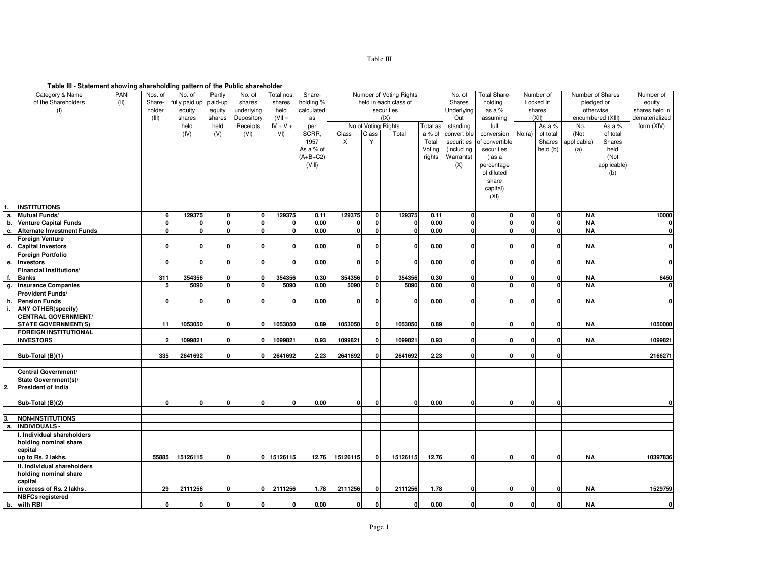Table III

**Table III - Statement showing shareholding pattern of the Public shareholder**

| | Category & Name of the Shareholders (I) | PAN (II) | Nos. of Share-holder (III) | No. of fully paid up equity shares held (IV) | Partly paid-up equity shares held (V) | No. of shares underlying Depository Receipts (VI) | Total nos. shares held (VII = IV + V + VI) | Share-holding % calculated as per SCRR, 1957 As a % of (A+B+C2) (VIII) | Number of Voting Rights held in each class of securities (IX) | | | | No. of Shares Underlying Out standing convertible securities (including Warrants) (X) | Total Share-holding , as a % assuming full conversion of convertible securities ( as a percentage of diluted share capital) (XI) | Number of Locked in shares (XII) | | Number of Shares pledged or otherwise encumbered (XIII) | | Number of equity shares held in dematerialized form (XIV) |
|---|---|---|---|---|---|---|---|---|---|---|---|---|---|---|---|---|---|---|---|
| | | | | | | | | | No of Voting Rights | | | Total as a % of Total Voting rights | | | No.(a) | As a % of total Shares held (b) | No. (Not applicable) (a) | As a % of total Shares held (Not applicable) (b) | |
| | | | | | | | | | Class X | Class Y | Total | | | | | | | | |
| **1.** | **INSTITUTIONS** | | | | | | | | | | | | | | | | | | |
| **a.** | **Mutual Funds/** | | **6** | **129375** | **0** | **0** | **129375** | **0.11** | **129375** | **0** | **129375** | **0.11** | **0** | **0** | **0** | **0** | **NA** | | **10000** |
| **b.** | **Venture Capital Funds** | | **0** | **0** | **0** | **0** | **0** | **0.00** | **0** | **0** | **0** | **0.00** | **0** | **0** | **0** | **0** | **NA** | | **0** |
| **c.** | **Alternate Investment Funds** | | **0** | **0** | **0** | **0** | **0** | **0.00** | **0** | **0** | **0** | **0.00** | **0** | **0** | **0** | **0** | **NA** | | **0** |
| **d.** | **Foreign Venture Capital Investors** | | **0** | **0** | **0** | **0** | **0** | **0.00** | **0** | **0** | **0** | **0.00** | **0** | **0** | **0** | **0** | **NA** | | **0** |
| **e.** | **Foreign Portfolio Investors** | | **0** | **0** | **0** | **0** | **0** | **0.00** | **0** | **0** | **0** | **0.00** | **0** | **0** | **0** | **0** | **NA** | | **0** |
| **f.** | **Financial Institutions/ Banks** | | **311** | **354356** | **0** | **0** | **354356** | **0.30** | **354356** | **0** | **354356** | **0.30** | **0** | **0** | **0** | **0** | **NA** | | **6450** |
| **g.** | **Insurance Companies** | | **5** | **5090** | **0** | **0** | **5090** | **0.00** | **5090** | **0** | **5090** | **0.00** | **0** | **0** | **0** | **0** | **NA** | | **0** |
| **h.** | **Provident Funds/ Pension Funds** | | **0** | **0** | **0** | **0** | **0** | **0.00** | **0** | **0** | **0** | **0.00** | **0** | **0** | **0** | **0** | **NA** | | **0** |
| **i.** | **ANY OTHER(specify)** | | | | | | | | | | | | | | | | | | |
| | **CENTRAL GOVERNMENT/ STATE GOVERNMENT(S)** | | **11** | **1053050** | **0** | **0** | **1053050** | **0.89** | **1053050** | **0** | **1053050** | **0.89** | **0** | **0** | **0** | **0** | **NA** | | **1050000** |
| | **FOREIGN INSTITUTIONAL INVESTORS** | | **2** | **1099821** | **0** | **0** | **1099821** | **0.93** | **1099821** | **0** | **1099821** | **0.93** | **0** | **0** | **0** | **0** | **NA** | | **1099821** |
| | **Sub-Total (B)(1)** | | **335** | **2641692** | **0** | **0** | **2641692** | **2.23** | **2641692** | **0** | **2641692** | **2.23** | **0** | **0** | **0** | **0** | | | **2166271** |
| **2.** | **Central Government/ State Government(s)/ President of India** | | | | | | | | | | | | | | | | | | |
| | **Sub-Total (B)(2)** | | **0** | **0** | **0** | **0** | **0** | **0.00** | **0** | **0** | **0** | **0.00** | **0** | **0** | **0** | **0** | | | **0** |
| **3.** | **NON-INSTITUTIONS** | | | | | | | | | | | | | | | | | | |
| **a.** | **INDIVIDUALS -** | | | | | | | | | | | | | | | | | | |
| | **I. Individual shareholders holding nominal share capital up to Rs. 2 lakhs.** | | **55885** | **15126115** | **0** | **0** | **15126115** | **12.76** | **15126115** | **0** | **15126115** | **12.76** | **0** | **0** | **0** | **0** | **NA** | | **10397836** |
| | **II. Individual shareholders holding nominal share capital in excess of Rs. 2 lakhs.** | | **29** | **2111256** | **0** | **0** | **2111256** | **1.78** | **2111256** | **0** | **2111256** | **1.78** | **0** | **0** | **0** | **0** | **NA** | | **1529759** |
| **b.** | **NBFCs registered with RBI** | | **0** | **0** | **0** | **0** | **0** | **0.00** | **0** | **0** | **0** | **0.00** | **0** | **0** | **0** | **0** | **NA** | | **0** |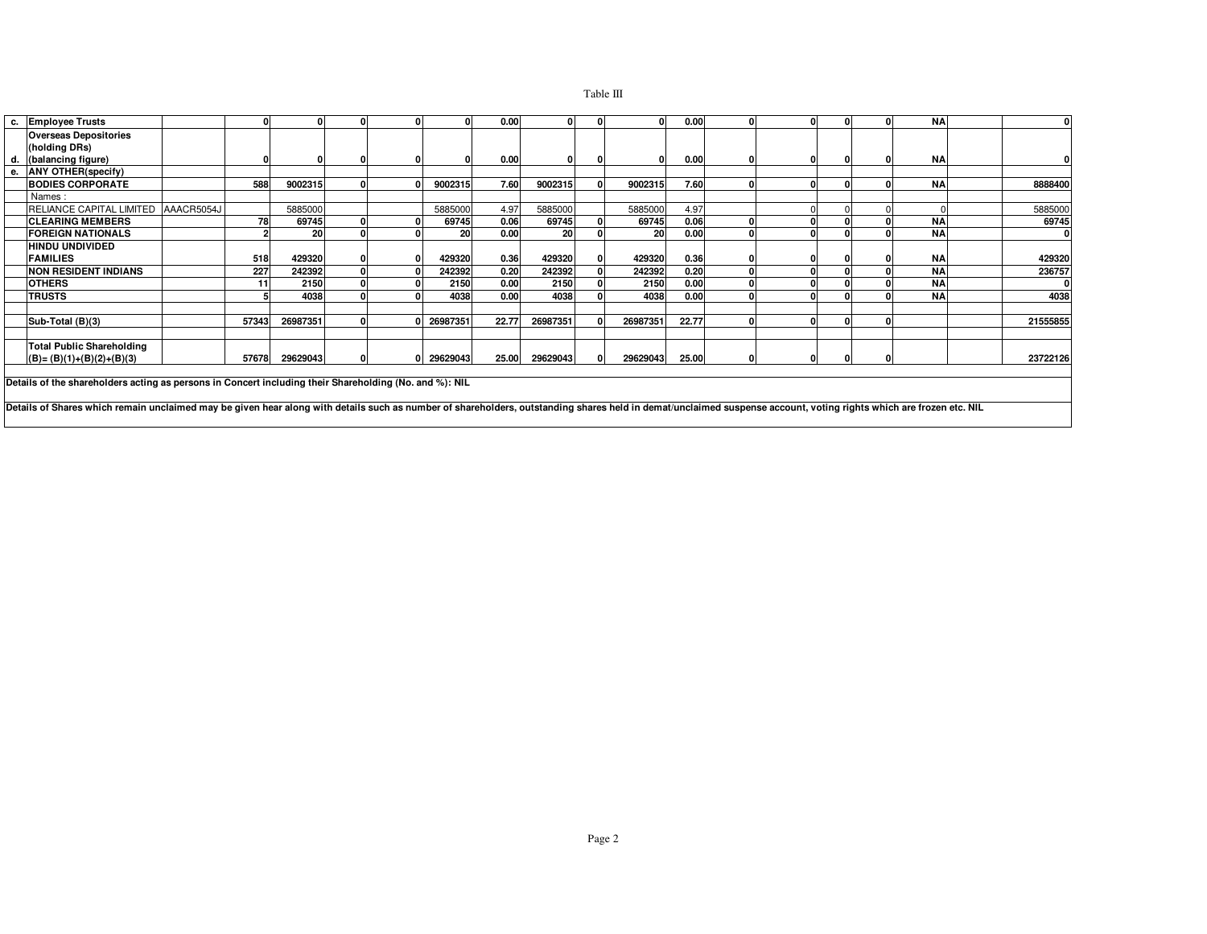Table III

| | | | | | | | | | | | | | | | | | | | |
|---|---|---|---|---|---|---|---|---|---|---|---|---|---|---|---|---|---|---|---|
| **c.** | **Employee Trusts** | | **0** | **0** | **0** | **0** | **0** | **0.00** | **0** | **0** | **0** | **0.00** | **0** | **0** | **0** | **0** | **NA** | | **0** |
| **d.** | **Overseas Depositories (holding DRs) (balancing figure)** | | **0** | **0** | **0** | **0** | **0** | **0.00** | **0** | **0** | **0** | **0.00** | **0** | **0** | **0** | **0** | **NA** | | **0** |
| **e.** | **ANY OTHER(specify)** | | | | | | | | | | | | | | | | | | |
| | **BODIES CORPORATE** | | **588** | **9002315** | **0** | **0** | **9002315** | **7.60** | **9002315** | **0** | **9002315** | **7.60** | **0** | **0** | **0** | **0** | **NA** | | **8888400** |
| | Names : | | | | | | | | | | | | | | | | | | |
| | RELIANCE CAPITAL LIMITED | AAACR5054J | | 5885000 | | | 5885000 | 4.97 | 5885000 | | 5885000 | 4.97 | | 0 | 0 | 0 | 0 | | 5885000 |
| | **CLEARING MEMBERS** | | **78** | **69745** | **0** | **0** | **69745** | **0.06** | **69745** | **0** | **69745** | **0.06** | **0** | **0** | **0** | **0** | **NA** | | **69745** |
| | **FOREIGN NATIONALS** | | **2** | **20** | **0** | **0** | **20** | **0.00** | **20** | **0** | **20** | **0.00** | **0** | **0** | **0** | **0** | **NA** | | **0** |
| | **HINDU UNDIVIDED FAMILIES** | | **518** | **429320** | **0** | **0** | **429320** | **0.36** | **429320** | **0** | **429320** | **0.36** | **0** | **0** | **0** | **0** | **NA** | | **429320** |
| | **NON RESIDENT INDIANS** | | **227** | **242392** | **0** | **0** | **242392** | **0.20** | **242392** | **0** | **242392** | **0.20** | **0** | **0** | **0** | **0** | **NA** | | **236757** |
| | **OTHERS** | | **11** | **2150** | **0** | **0** | **2150** | **0.00** | **2150** | **0** | **2150** | **0.00** | **0** | **0** | **0** | **0** | **NA** | | **0** |
| | **TRUSTS** | | **5** | **4038** | **0** | **0** | **4038** | **0.00** | **4038** | **0** | **4038** | **0.00** | **0** | **0** | **0** | **0** | **NA** | | **4038** |
| | | | | | | | | | | | | | | | | | | | |
| | **Sub-Total (B)(3)** | | **57343** | **26987351** | **0** | **0** | **26987351** | **22.77** | **26987351** | **0** | **26987351** | **22.77** | **0** | **0** | **0** | **0** | | | **21555855** |
| | | | | | | | | | | | | | | | | | | | |
| | **Total Public Shareholding (B)= (B)(1)+(B)(2)+(B)(3)** | | **57678** | **29629043** | **0** | **0** | **29629043** | **25.00** | **29629043** | **0** | **29629043** | **25.00** | **0** | **0** | **0** | **0** | | | **23722126** |

**Details of the shareholders acting as persons in Concert including their Shareholding (No. and %): NIL**

**Details of Shares which remain unclaimed may be given hear along with details such as number of shareholders, outstanding shares held in demat/unclaimed suspense account, voting rights which are frozen etc. NIL**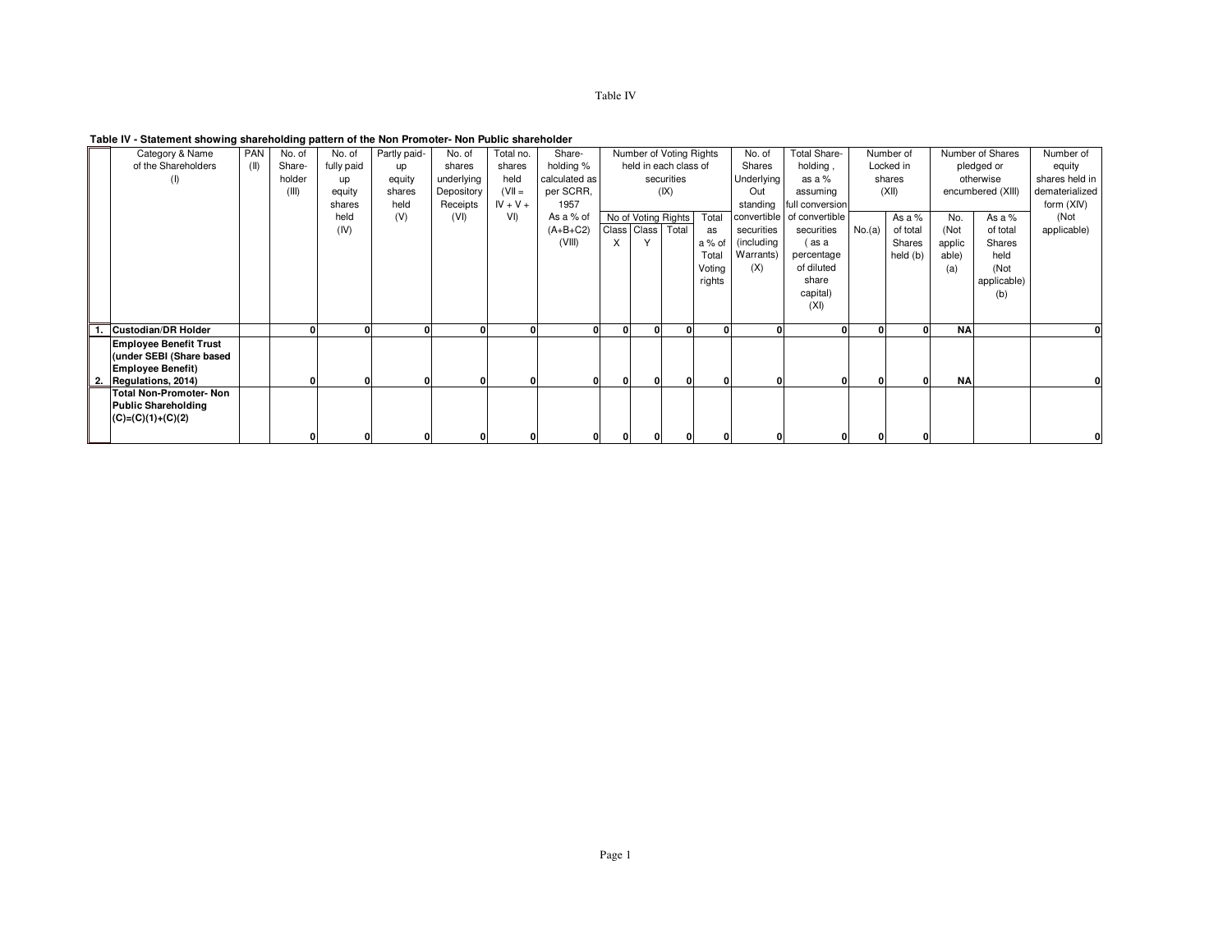**Table IV - Statement showing shareholding pattern of the Non Promoter- Non Public shareholder**

| | Category & Name of the Shareholders (I) | PAN (II) | No. of Share-holder (III) | No. of fully paid up equity shares held (IV) | Partly paid-up equity shares held (V) | No. of shares underlying Depository Receipts (VI) | Total no. shares held (VII = IV + V + VI) | Share-holding % calculated as per SCRR, 1957 As a % of (A+B+C2) (VIII) | Number of Voting Rights held in each class of securities (IX) | | | | No. of Shares Underlying Out standing convertible securities (including Warrants) (X) | Total Share-holding , as a % assuming full conversion of convertible securities ( as a percentage of diluted share capital) (XI) | Number of Locked in shares (XII) | | Number of Shares pledged or otherwise encumbered (XIII) | | Number of equity shares held in dematerialized form (XIV) (Not applicable) |
|---|---|---|---|---|---|---|---|---|---|---|---|---|---|---|---|---|---|---|---|
| | | | | | | | | | No of Voting Rights | | | Total as a % of Total Voting rights | | | No.(a) | As a % of total Shares held (b) | No. (Not applic able) (a) | As a % of total Shares held (Not applicable) (b) | |
| | | | | | | | | | Class X | Class Y | Total | | | | | | | | |
| 1. | **Custodian/DR Holder** | | 0 | 0 | 0 | 0 | 0 | 0 | 0 | 0 | 0 | 0 | 0 | 0 | 0 | 0 | **NA** | | 0 |
| 2. | **Employee Benefit Trust (under SEBI (Share based Employee Benefit) Regulations, 2014)** | | 0 | 0 | 0 | 0 | 0 | 0 | 0 | 0 | 0 | 0 | 0 | 0 | 0 | 0 | **NA** | | 0 |
| | **Total Non-Promoter- Non Public Shareholding (C)=(C)(1)+(C)(2)** | | 0 | 0 | 0 | 0 | 0 | 0 | 0 | 0 | 0 | 0 | 0 | 0 | 0 | 0 | | | 0 |